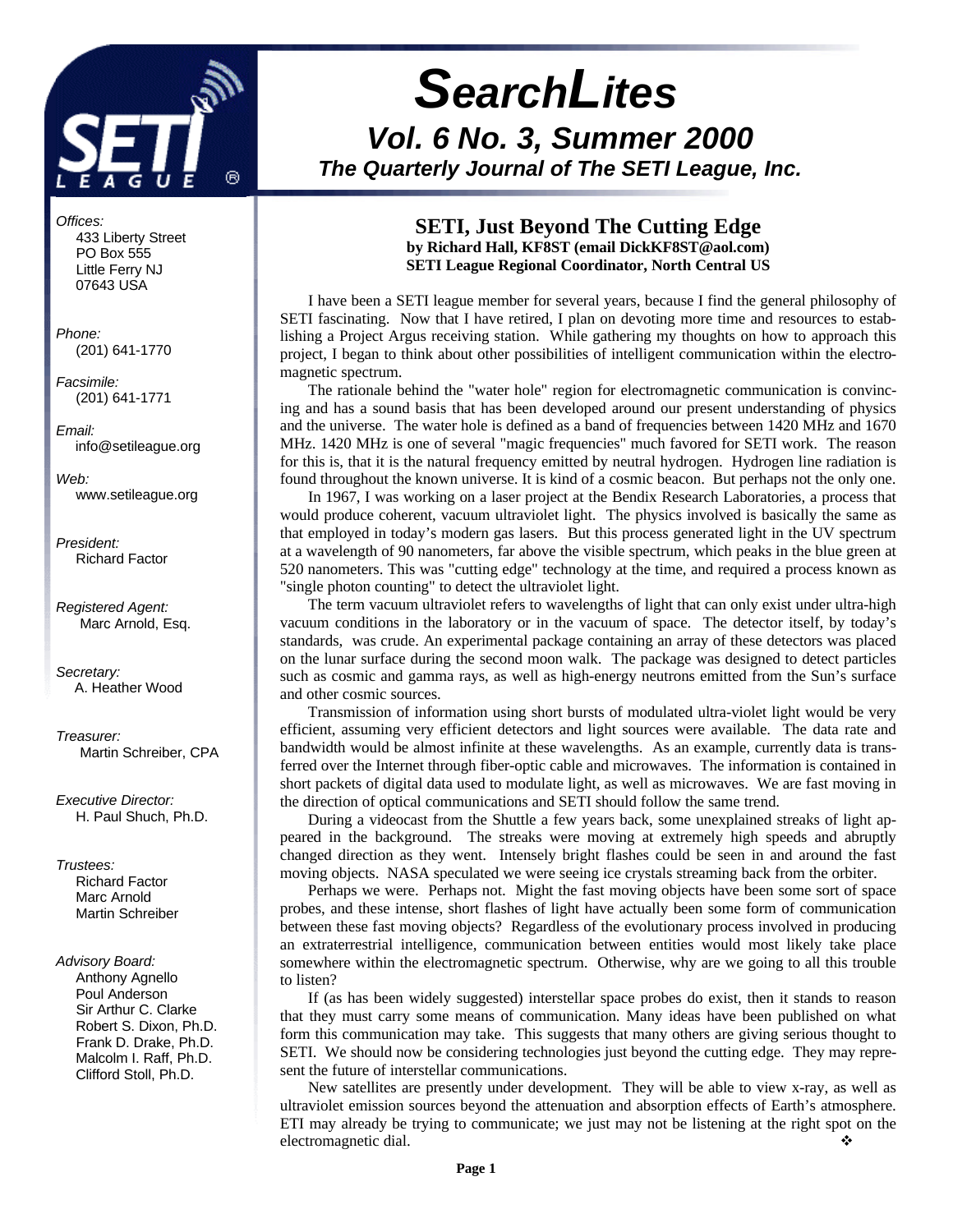# SearchLites

## Vol. 6 No. 3, Summer 2000

### The Quarterly Journal of The SETI League, Inc.

*Offices:*
433 Liberty Street
PO Box 555
Little Ferry NJ
07643 USA

*Phone:*
(201) 641-1770

*Facsimile:*
(201) 641-1771

*Email:*
info@setileague.org

*Web:*
www.setileague.org

*President:*
Richard Factor

*Registered Agent:*
Marc Arnold, Esq.

*Secretary:*
A. Heather Wood

*Treasurer:*
Martin Schreiber, CPA

*Executive Director:*
H. Paul Shuch, Ph.D.

*Trustees:*
Richard Factor
Marc Arnold
Martin Schreiber

*Advisory Board:*
Anthony Agnello
Poul Anderson
Sir Arthur C. Clarke
Robert S. Dixon, Ph.D.
Frank D. Drake, Ph.D.
Malcolm I. Raff, Ph.D.
Clifford Stoll, Ph.D.

## SETI, Just Beyond The Cutting Edge

**by Richard Hall, KF8ST (email DickKF8ST@aol.com)**
**SETI League Regional Coordinator, North Central US**

I have been a SETI league member for several years, because I find the general philosophy of SETI fascinating. Now that I have retired, I plan on devoting more time and resources to establishing a Project Argus receiving station. While gathering my thoughts on how to approach this project, I began to think about other possibilities of intelligent communication within the electromagnetic spectrum.

The rationale behind the "water hole" region for electromagnetic communication is convincing and has a sound basis that has been developed around our present understanding of physics and the universe. The water hole is defined as a band of frequencies between 1420 MHz and 1670 MHz. 1420 MHz is one of several "magic frequencies" much favored for SETI work. The reason for this is, that it is the natural frequency emitted by neutral hydrogen. Hydrogen line radiation is found throughout the known universe. It is kind of a cosmic beacon. But perhaps not the only one.

In 1967, I was working on a laser project at the Bendix Research Laboratories, a process that would produce coherent, vacuum ultraviolet light. The physics involved is basically the same as that employed in today's modern gas lasers. But this process generated light in the UV spectrum at a wavelength of 90 nanometers, far above the visible spectrum, which peaks in the blue green at 520 nanometers. This was "cutting edge" technology at the time, and required a process known as "single photon counting" to detect the ultraviolet light.

The term vacuum ultraviolet refers to wavelengths of light that can only exist under ultra-high vacuum conditions in the laboratory or in the vacuum of space. The detector itself, by today's standards, was crude. An experimental package containing an array of these detectors was placed on the lunar surface during the second moon walk. The package was designed to detect particles such as cosmic and gamma rays, as well as high-energy neutrons emitted from the Sun's surface and other cosmic sources.

Transmission of information using short bursts of modulated ultra-violet light would be very efficient, assuming very efficient detectors and light sources were available. The data rate and bandwidth would be almost infinite at these wavelengths. As an example, currently data is transferred over the Internet through fiber-optic cable and microwaves. The information is contained in short packets of digital data used to modulate light, as well as microwaves. We are fast moving in the direction of optical communications and SETI should follow the same trend.

During a videocast from the Shuttle a few years back, some unexplained streaks of light appeared in the background. The streaks were moving at extremely high speeds and abruptly changed direction as they went. Intensely bright flashes could be seen in and around the fast moving objects. NASA speculated we were seeing ice crystals streaming back from the orbiter.

Perhaps we were. Perhaps not. Might the fast moving objects have been some sort of space probes, and these intense, short flashes of light have actually been some form of communication between these fast moving objects? Regardless of the evolutionary process involved in producing an extraterrestrial intelligence, communication between entities would most likely take place somewhere within the electromagnetic spectrum. Otherwise, why are we going to all this trouble to listen?

If (as has been widely suggested) interstellar space probes do exist, then it stands to reason that they must carry some means of communication. Many ideas have been published on what form this communication may take. This suggests that many others are giving serious thought to SETI. We should now be considering technologies just beyond the cutting edge. They may represent the future of interstellar communications.

New satellites are presently under development. They will be able to view x-ray, as well as ultraviolet emission sources beyond the attenuation and absorption effects of Earth's atmosphere. ETI may already be trying to communicate; we just may not be listening at the right spot on the electromagnetic dial. ❖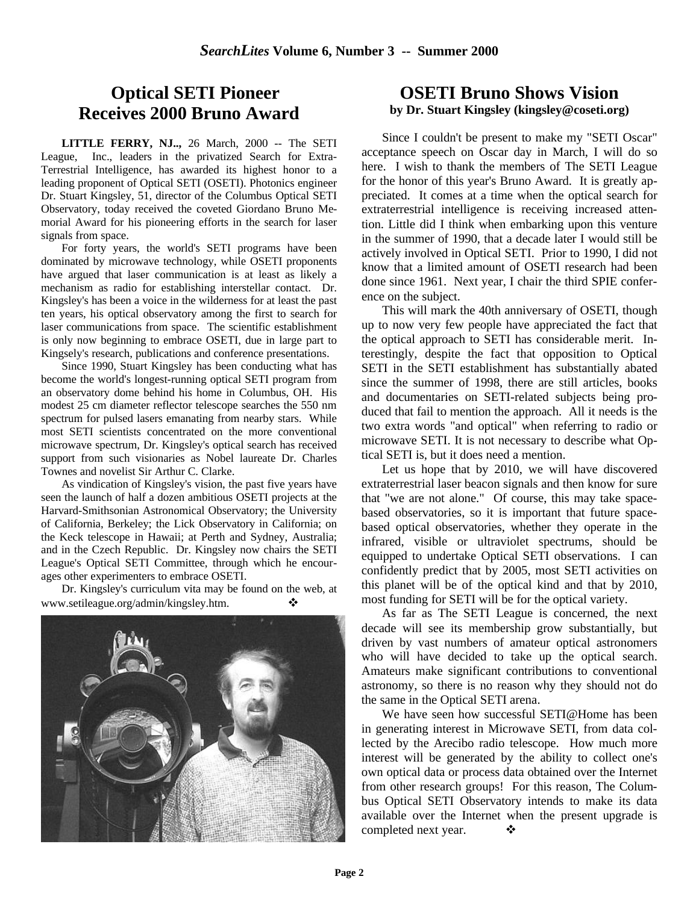## Optical SETI Pioneer Receives 2000 Bruno Award

**LITTLE FERRY, NJ..,** 26 March, 2000 -- The SETI League, Inc., leaders in the privatized Search for Extra-Terrestrial Intelligence, has awarded its highest honor to a leading proponent of Optical SETI (OSETI). Photonics engineer Dr. Stuart Kingsley, 51, director of the Columbus Optical SETI Observatory, today received the coveted Giordano Bruno Memorial Award for his pioneering efforts in the search for laser signals from space.

For forty years, the world's SETI programs have been dominated by microwave technology, while OSETI proponents have argued that laser communication is at least as likely a mechanism as radio for establishing interstellar contact. Dr. Kingsley's has been a voice in the wilderness for at least the past ten years, his optical observatory among the first to search for laser communications from space. The scientific establishment is only now beginning to embrace OSETI, due in large part to Kingsely's research, publications and conference presentations.

Since 1990, Stuart Kingsley has been conducting what has become the world's longest-running optical SETI program from an observatory dome behind his home in Columbus, OH. His modest 25 cm diameter reflector telescope searches the 550 nm spectrum for pulsed lasers emanating from nearby stars. While most SETI scientists concentrated on the more conventional microwave spectrum, Dr. Kingsley's optical search has received support from such visionaries as Nobel laureate Dr. Charles Townes and novelist Sir Arthur C. Clarke.

As vindication of Kingsley's vision, the past five years have seen the launch of half a dozen ambitious OSETI projects at the Harvard-Smithsonian Astronomical Observatory; the University of California, Berkeley; the Lick Observatory in California; on the Keck telescope in Hawaii; at Perth and Sydney, Australia; and in the Czech Republic. Dr. Kingsley now chairs the SETI League's Optical SETI Committee, through which he encourages other experimenters to embrace OSETI.

Dr. Kingsley's curriculum vita may be found on the web, at www.setileague.org/admin/kingsley.htm. ❖

## OSETI Bruno Shows Vision

**by Dr. Stuart Kingsley (kingsley@coseti.org)**

Since I couldn't be present to make my "SETI Oscar" acceptance speech on Oscar day in March, I will do so here. I wish to thank the members of The SETI League for the honor of this year's Bruno Award. It is greatly appreciated. It comes at a time when the optical search for extraterrestrial intelligence is receiving increased attention. Little did I think when embarking upon this venture in the summer of 1990, that a decade later I would still be actively involved in Optical SETI. Prior to 1990, I did not know that a limited amount of OSETI research had been done since 1961. Next year, I chair the third SPIE conference on the subject.

This will mark the 40th anniversary of OSETI, though up to now very few people have appreciated the fact that the optical approach to SETI has considerable merit. Interestingly, despite the fact that opposition to Optical SETI in the SETI establishment has substantially abated since the summer of 1998, there are still articles, books and documentaries on SETI-related subjects being produced that fail to mention the approach. All it needs is the two extra words "and optical" when referring to radio or microwave SETI. It is not necessary to describe what Optical SETI is, but it does need a mention.

Let us hope that by 2010, we will have discovered extraterrestrial laser beacon signals and then know for sure that "we are not alone." Of course, this may take space-based observatories, so it is important that future space-based optical observatories, whether they operate in the infrared, visible or ultraviolet spectrums, should be equipped to undertake Optical SETI observations. I can confidently predict that by 2005, most SETI activities on this planet will be of the optical kind and that by 2010, most funding for SETI will be for the optical variety.

As far as The SETI League is concerned, the next decade will see its membership grow substantially, but driven by vast numbers of amateur optical astronomers who will have decided to take up the optical search. Amateurs make significant contributions to conventional astronomy, so there is no reason why they should not do the same in the Optical SETI arena.

We have seen how successful SETI@Home has been in generating interest in Microwave SETI, from data collected by the Arecibo radio telescope. How much more interest will be generated by the ability to collect one's own optical data or process data obtained over the Internet from other research groups! For this reason, The Columbus Optical SETI Observatory intends to make its data available over the Internet when the present upgrade is completed next year. ❖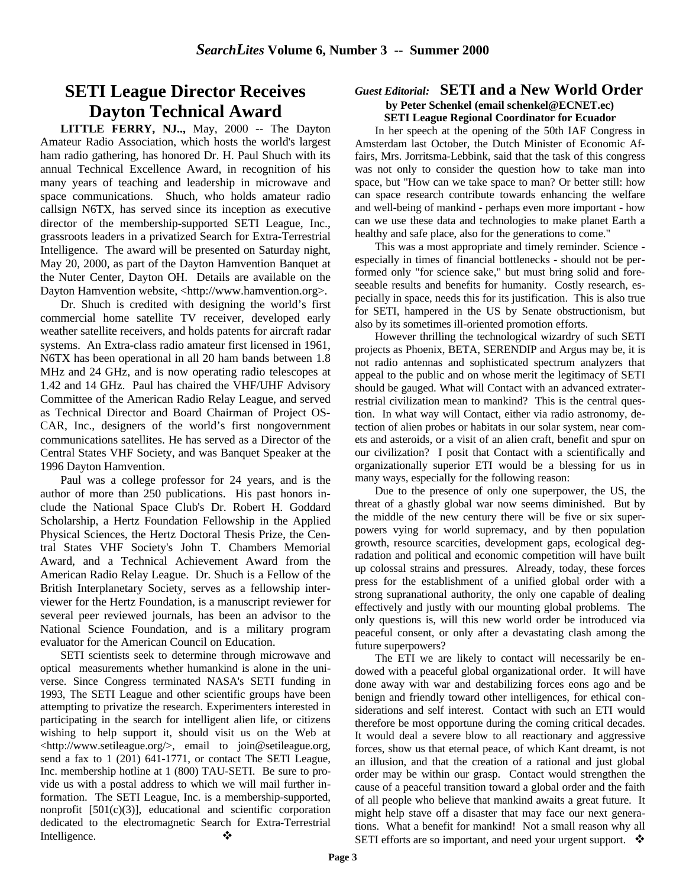## SETI League Director Receives Dayton Technical Award

**LITTLE FERRY, NJ..,** May, 2000 -- The Dayton Amateur Radio Association, which hosts the world's largest ham radio gathering, has honored Dr. H. Paul Shuch with its annual Technical Excellence Award, in recognition of his many years of teaching and leadership in microwave and space communications. Shuch, who holds amateur radio callsign N6TX, has served since its inception as executive director of the membership-supported SETI League, Inc., grassroots leaders in a privatized Search for Extra-Terrestrial Intelligence. The award will be presented on Saturday night, May 20, 2000, as part of the Dayton Hamvention Banquet at the Nuter Center, Dayton OH. Details are available on the Dayton Hamvention website, <http://www.hamvention.org>.

Dr. Shuch is credited with designing the world's first commercial home satellite TV receiver, developed early weather satellite receivers, and holds patents for aircraft radar systems. An Extra-class radio amateur first licensed in 1961, N6TX has been operational in all 20 ham bands between 1.8 MHz and 24 GHz, and is now operating radio telescopes at 1.42 and 14 GHz. Paul has chaired the VHF/UHF Advisory Committee of the American Radio Relay League, and served as Technical Director and Board Chairman of Project OSCAR, Inc., designers of the world's first nongovernment communications satellites. He has served as a Director of the Central States VHF Society, and was Banquet Speaker at the 1996 Dayton Hamvention.

Paul was a college professor for 24 years, and is the author of more than 250 publications. His past honors include the National Space Club's Dr. Robert H. Goddard Scholarship, a Hertz Foundation Fellowship in the Applied Physical Sciences, the Hertz Doctoral Thesis Prize, the Central States VHF Society's John T. Chambers Memorial Award, and a Technical Achievement Award from the American Radio Relay League. Dr. Shuch is a Fellow of the British Interplanetary Society, serves as a fellowship interviewer for the Hertz Foundation, is a manuscript reviewer for several peer reviewed journals, has been an advisor to the National Science Foundation, and is a military program evaluator for the American Council on Education.

SETI scientists seek to determine through microwave and optical measurements whether humankind is alone in the universe. Since Congress terminated NASA's SETI funding in 1993, The SETI League and other scientific groups have been attempting to privatize the research. Experimenters interested in participating in the search for intelligent alien life, or citizens wishing to help support it, should visit us on the Web at <http://www.setileague.org/>, email to join@setileague.org, send a fax to 1 (201) 641-1771, or contact The SETI League, Inc. membership hotline at 1 (800) TAU-SETI. Be sure to provide us with a postal address to which we will mail further information. The SETI League, Inc. is a membership-supported, nonprofit [501(c)(3)], educational and scientific corporation dedicated to the electromagnetic Search for Extra-Terrestrial Intelligence. ❖

## *Guest Editorial:* SETI and a New World Order

**by Peter Schenkel (email schenkel@ECNET.ec)**
**SETI League Regional Coordinator for Ecuador**

In her speech at the opening of the 50th IAF Congress in Amsterdam last October, the Dutch Minister of Economic Affairs, Mrs. Jorritsma-Lebbink, said that the task of this congress was not only to consider the question how to take man into space, but "How can we take space to man? Or better still: how can space research contribute towards enhancing the welfare and well-being of mankind - perhaps even more important - how can we use these data and technologies to make planet Earth a healthy and safe place, also for the generations to come."

This was a most appropriate and timely reminder. Science - especially in times of financial bottlenecks - should not be performed only "for science sake," but must bring solid and foreseeable results and benefits for humanity. Costly research, especially in space, needs this for its justification. This is also true for SETI, hampered in the US by Senate obstructionism, but also by its sometimes ill-oriented promotion efforts.

However thrilling the technological wizardry of such SETI projects as Phoenix, BETA, SERENDIP and Argus may be, it is not radio antennas and sophisticated spectrum analyzers that appeal to the public and on whose merit the legitimacy of SETI should be gauged. What will Contact with an advanced extraterrestrial civilization mean to mankind? This is the central question. In what way will Contact, either via radio astronomy, detection of alien probes or habitats in our solar system, near comets and asteroids, or a visit of an alien craft, benefit and spur on our civilization? I posit that Contact with a scientifically and organizationally superior ETI would be a blessing for us in many ways, especially for the following reason:

Due to the presence of only one superpower, the US, the threat of a ghastly global war now seems diminished. But by the middle of the new century there will be five or six superpowers vying for world supremacy, and by then population growth, resource scarcities, development gaps, ecological degradation and political and economic competition will have built up colossal strains and pressures. Already, today, these forces press for the establishment of a unified global order with a strong supranational authority, the only one capable of dealing effectively and justly with our mounting global problems. The only questions is, will this new world order be introduced via peaceful consent, or only after a devastating clash among the future superpowers?

The ETI we are likely to contact will necessarily be endowed with a peaceful global organizational order. It will have done away with war and destabilizing forces eons ago and be benign and friendly toward other intelligences, for ethical considerations and self interest. Contact with such an ETI would therefore be most opportune during the coming critical decades. It would deal a severe blow to all reactionary and aggressive forces, show us that eternal peace, of which Kant dreamt, is not an illusion, and that the creation of a rational and just global order may be within our grasp. Contact would strengthen the cause of a peaceful transition toward a global order and the faith of all people who believe that mankind awaits a great future. It might help stave off a disaster that may face our next generations. What a benefit for mankind! Not a small reason why all SETI efforts are so important, and need your urgent support. ❖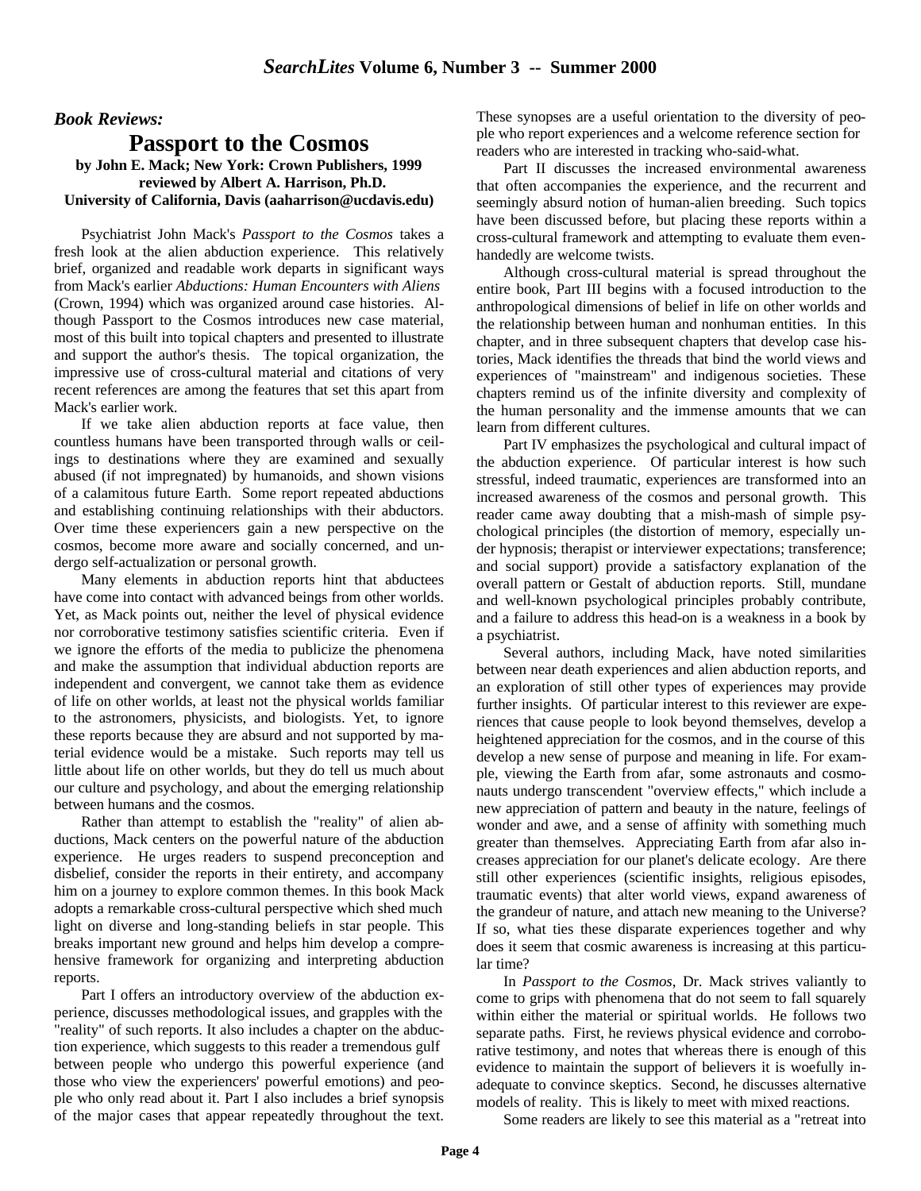## *Book Reviews:*

# Passport to the Cosmos

**by John E. Mack; New York: Crown Publishers, 1999**
**reviewed by Albert A. Harrison, Ph.D.**
**University of California, Davis (aaharrison@ucdavis.edu)**

Psychiatrist John Mack's *Passport to the Cosmos* takes a fresh look at the alien abduction experience. This relatively brief, organized and readable work departs in significant ways from Mack's earlier *Abductions: Human Encounters with Aliens* (Crown, 1994) which was organized around case histories. Although Passport to the Cosmos introduces new case material, most of this built into topical chapters and presented to illustrate and support the author's thesis. The topical organization, the impressive use of cross-cultural material and citations of very recent references are among the features that set this apart from Mack's earlier work.

If we take alien abduction reports at face value, then countless humans have been transported through walls or ceilings to destinations where they are examined and sexually abused (if not impregnated) by humanoids, and shown visions of a calamitous future Earth. Some report repeated abductions and establishing continuing relationships with their abductors. Over time these experiencers gain a new perspective on the cosmos, become more aware and socially concerned, and undergo self-actualization or personal growth.

Many elements in abduction reports hint that abductees have come into contact with advanced beings from other worlds. Yet, as Mack points out, neither the level of physical evidence nor corroborative testimony satisfies scientific criteria. Even if we ignore the efforts of the media to publicize the phenomena and make the assumption that individual abduction reports are independent and convergent, we cannot take them as evidence of life on other worlds, at least not the physical worlds familiar to the astronomers, physicists, and biologists. Yet, to ignore these reports because they are absurd and not supported by material evidence would be a mistake. Such reports may tell us little about life on other worlds, but they do tell us much about our culture and psychology, and about the emerging relationship between humans and the cosmos.

Rather than attempt to establish the "reality" of alien abductions, Mack centers on the powerful nature of the abduction experience. He urges readers to suspend preconception and disbelief, consider the reports in their entirety, and accompany him on a journey to explore common themes. In this book Mack adopts a remarkable cross-cultural perspective which shed much light on diverse and long-standing beliefs in star people. This breaks important new ground and helps him develop a comprehensive framework for organizing and interpreting abduction reports.

Part I offers an introductory overview of the abduction experience, discusses methodological issues, and grapples with the "reality" of such reports. It also includes a chapter on the abduction experience, which suggests to this reader a tremendous gulf between people who undergo this powerful experience (and those who view the experiencers' powerful emotions) and people who only read about it. Part I also includes a brief synopsis of the major cases that appear repeatedly throughout the text. These synopses are a useful orientation to the diversity of people who report experiences and a welcome reference section for readers who are interested in tracking who-said-what.

Part II discusses the increased environmental awareness that often accompanies the experience, and the recurrent and seemingly absurd notion of human-alien breeding. Such topics have been discussed before, but placing these reports within a cross-cultural framework and attempting to evaluate them even-handedly are welcome twists.

Although cross-cultural material is spread throughout the entire book, Part III begins with a focused introduction to the anthropological dimensions of belief in life on other worlds and the relationship between human and nonhuman entities. In this chapter, and in three subsequent chapters that develop case histories, Mack identifies the threads that bind the world views and experiences of "mainstream" and indigenous societies. These chapters remind us of the infinite diversity and complexity of the human personality and the immense amounts that we can learn from different cultures.

Part IV emphasizes the psychological and cultural impact of the abduction experience. Of particular interest is how such stressful, indeed traumatic, experiences are transformed into an increased awareness of the cosmos and personal growth. This reader came away doubting that a mish-mash of simple psychological principles (the distortion of memory, especially under hypnosis; therapist or interviewer expectations; transference; and social support) provide a satisfactory explanation of the overall pattern or Gestalt of abduction reports. Still, mundane and well-known psychological principles probably contribute, and a failure to address this head-on is a weakness in a book by a psychiatrist.

Several authors, including Mack, have noted similarities between near death experiences and alien abduction reports, and an exploration of still other types of experiences may provide further insights. Of particular interest to this reviewer are experiences that cause people to look beyond themselves, develop a heightened appreciation for the cosmos, and in the course of this develop a new sense of purpose and meaning in life. For example, viewing the Earth from afar, some astronauts and cosmonauts undergo transcendent "overview effects," which include a new appreciation of pattern and beauty in the nature, feelings of wonder and awe, and a sense of affinity with something much greater than themselves. Appreciating Earth from afar also increases appreciation for our planet's delicate ecology. Are there still other experiences (scientific insights, religious episodes, traumatic events) that alter world views, expand awareness of the grandeur of nature, and attach new meaning to the Universe? If so, what ties these disparate experiences together and why does it seem that cosmic awareness is increasing at this particular time?

In *Passport to the Cosmos*, Dr. Mack strives valiantly to come to grips with phenomena that do not seem to fall squarely within either the material or spiritual worlds. He follows two separate paths. First, he reviews physical evidence and corroborative testimony, and notes that whereas there is enough of this evidence to maintain the support of believers it is woefully inadequate to convince skeptics. Second, he discusses alternative models of reality. This is likely to meet with mixed reactions.

Some readers are likely to see this material as a "retreat into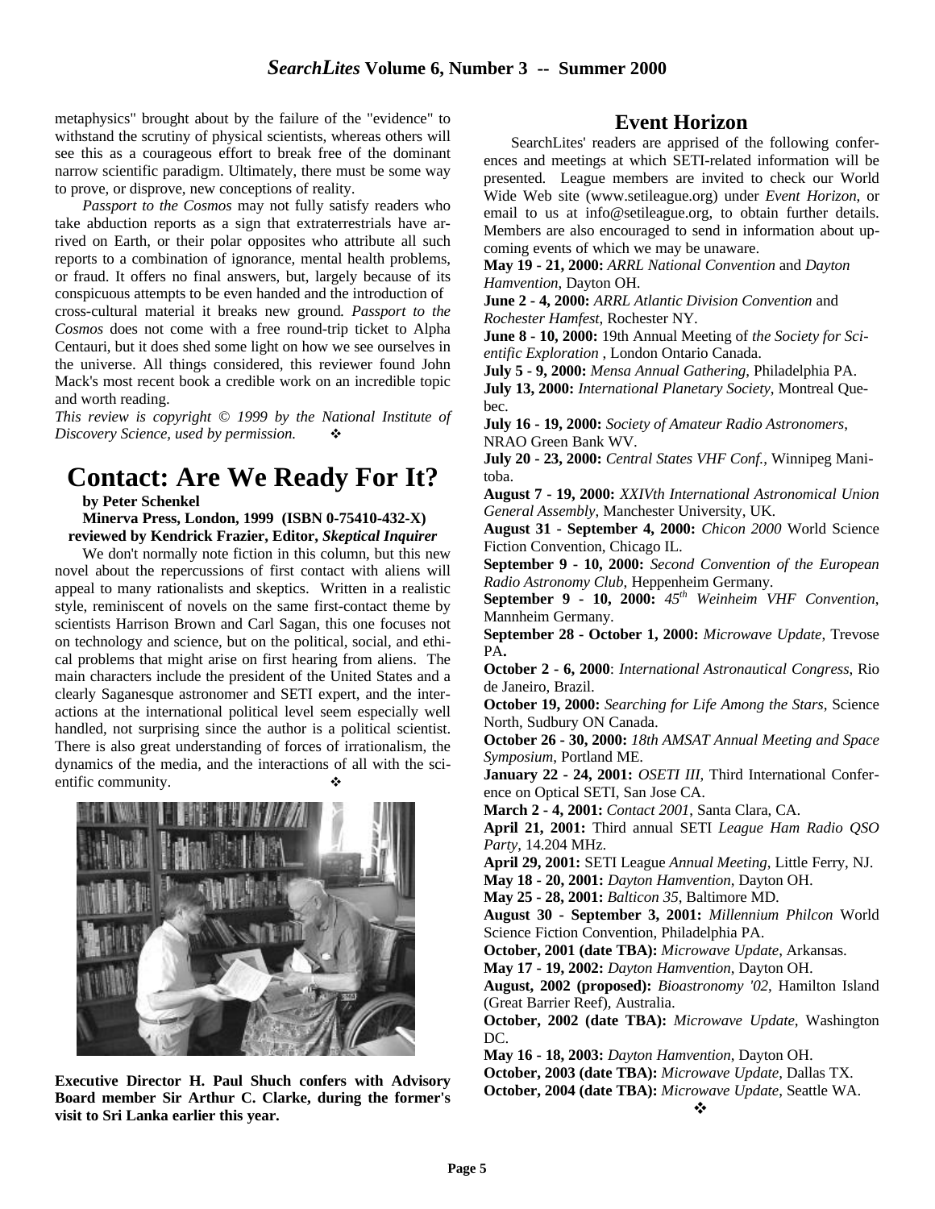metaphysics" brought about by the failure of the "evidence" to withstand the scrutiny of physical scientists, whereas others will see this as a courageous effort to break free of the dominant narrow scientific paradigm. Ultimately, there must be some way to prove, or disprove, new conceptions of reality.

*Passport to the Cosmos* may not fully satisfy readers who take abduction reports as a sign that extraterrestrials have arrived on Earth, or their polar opposites who attribute all such reports to a combination of ignorance, mental health problems, or fraud. It offers no final answers, but, largely because of its conspicuous attempts to be even handed and the introduction of cross-cultural material it breaks new ground. *Passport to the Cosmos* does not come with a free round-trip ticket to Alpha Centauri, but it does shed some light on how we see ourselves in the universe. All things considered, this reviewer found John Mack's most recent book a credible work on an incredible topic and worth reading.

*This review is copyright © 1999 by the National Institute of Discovery Science, used by permission.* ❖

# Contact: Are We Ready For It?

**by Peter Schenkel**

**Minerva Press, London, 1999 (ISBN 0-75410-432-X)**

**reviewed by Kendrick Frazier, Editor, *Skeptical Inquirer***

We don't normally note fiction in this column, but this new novel about the repercussions of first contact with aliens will appeal to many rationalists and skeptics. Written in a realistic style, reminiscent of novels on the same first-contact theme by scientists Harrison Brown and Carl Sagan, this one focuses not on technology and science, but on the political, social, and ethical problems that might arise on first hearing from aliens. The main characters include the president of the United States and a clearly Saganesque astronomer and SETI expert, and the interactions at the international political level seem especially well handled, not surprising since the author is a political scientist. There is also great understanding of forces of irrationalism, the dynamics of the media, and the interactions of all with the scientific community. ❖

**Executive Director H. Paul Shuch confers with Advisory Board member Sir Arthur C. Clarke, during the former's visit to Sri Lanka earlier this year.**

## Event Horizon

SearchLites' readers are apprised of the following conferences and meetings at which SETI-related information will be presented. League members are invited to check our World Wide Web site (www.setileague.org) under *Event Horizon*, or email to us at info@setileague.org, to obtain further details. Members are also encouraged to send in information about upcoming events of which we may be unaware.

**May 19 - 21, 2000:** *ARRL National Convention* and *Dayton Hamvention*, Dayton OH.

**June 2 - 4, 2000:** *ARRL Atlantic Division Convention* and *Rochester Hamfest*, Rochester NY.

**June 8 - 10, 2000:** 19th Annual Meeting of *the Society for Scientific Exploration* , London Ontario Canada.

**July 5 - 9, 2000:** *Mensa Annual Gathering*, Philadelphia PA.

**July 13, 2000:** *International Planetary Society*, Montreal Quebec.

**July 16 - 19, 2000:** *Society of Amateur Radio Astronomers*, NRAO Green Bank WV.

**July 20 - 23, 2000:** *Central States VHF Conf.*, Winnipeg Manitoba.

**August 7 - 19, 2000:** *XXIVth International Astronomical Union General Assembly*, Manchester University, UK.

**August 31 - September 4, 2000:** *Chicon 2000* World Science Fiction Convention, Chicago IL.

**September 9 - 10, 2000:** *Second Convention of the European Radio Astronomy Club*, Heppenheim Germany.

**September 9 - 10, 2000:** *45th Weinheim VHF Convention*, Mannheim Germany.

**September 28 - October 1, 2000:** *Microwave Update*, Trevose PA.

**October 2 - 6, 2000**: *International Astronautical Congress*, Rio de Janeiro, Brazil.

**October 19, 2000:** *Searching for Life Among the Stars*, Science North, Sudbury ON Canada.

**October 26 - 30, 2000:** *18th AMSAT Annual Meeting and Space Symposium*, Portland ME.

**January 22 - 24, 2001:** *OSETI III*, Third International Conference on Optical SETI, San Jose CA.

**March 2 - 4, 2001:** *Contact 2001*, Santa Clara, CA.

**April 21, 2001:** Third annual SETI *League Ham Radio QSO Party*, 14.204 MHz.

**April 29, 2001:** SETI League *Annual Meeting*, Little Ferry, NJ.

**May 18 - 20, 2001:** *Dayton Hamvention*, Dayton OH.

**May 25 - 28, 2001:** *Balticon 35*, Baltimore MD.

**August 30 - September 3, 2001:** *Millennium Philcon* World Science Fiction Convention, Philadelphia PA.

**October, 2001 (date TBA):** *Microwave Update*, Arkansas.

**May 17 - 19, 2002:** *Dayton Hamvention*, Dayton OH.

**August, 2002 (proposed):** *Bioastronomy '02*, Hamilton Island (Great Barrier Reef), Australia.

**October, 2002 (date TBA):** *Microwave Update*, Washington DC.

**May 16 - 18, 2003:** *Dayton Hamvention*, Dayton OH.

**October, 2003 (date TBA):** *Microwave Update*, Dallas TX.

**October, 2004 (date TBA):** *Microwave Update*, Seattle WA.

❖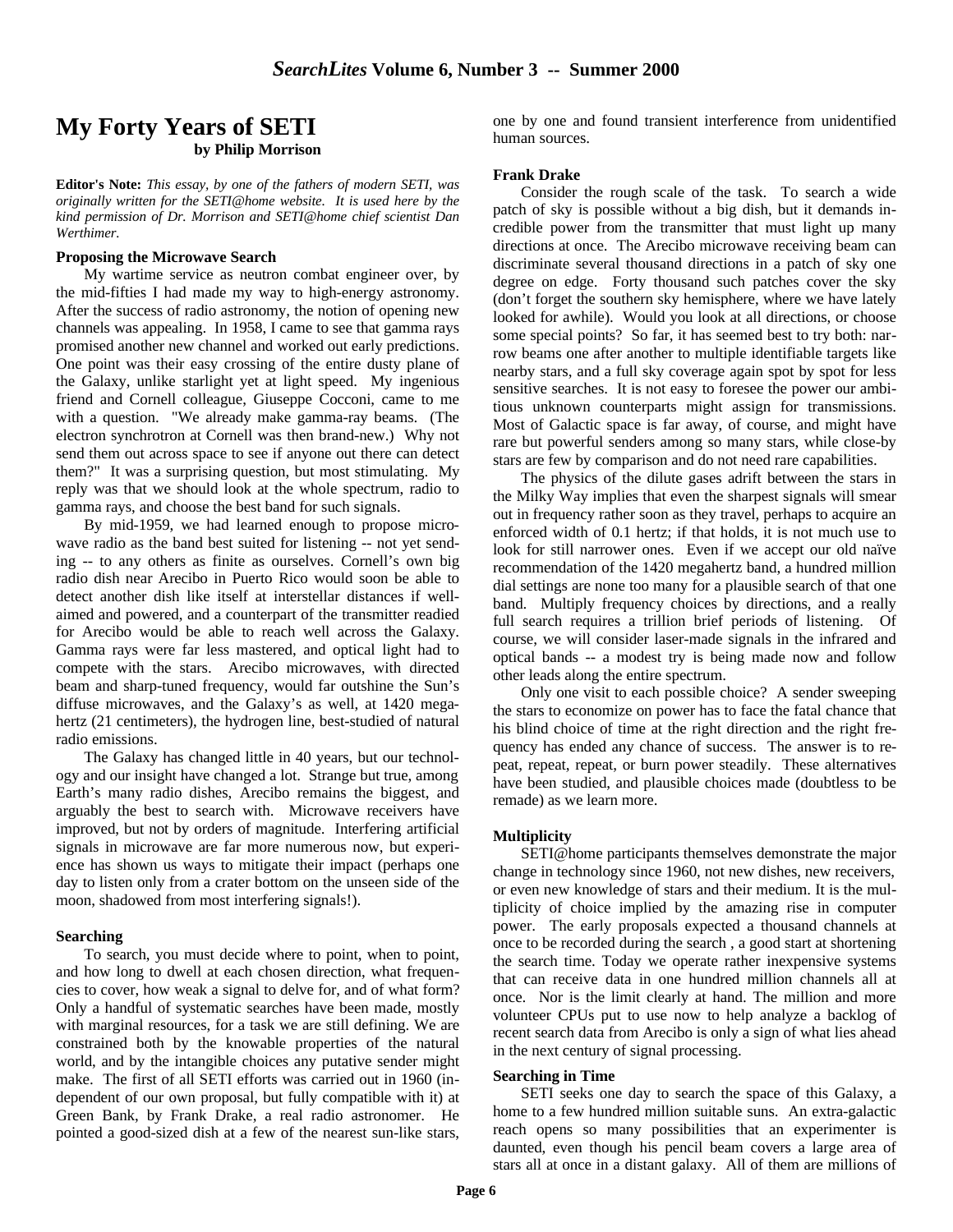# My Forty Years of SETI

**by Philip Morrison**

**Editor's Note:** *This essay, by one of the fathers of modern SETI, was originally written for the SETI@home website. It is used here by the kind permission of Dr. Morrison and SETI@home chief scientist Dan Werthimer.*

### Proposing the Microwave Search

My wartime service as neutron combat engineer over, by the mid-fifties I had made my way to high-energy astronomy. After the success of radio astronomy, the notion of opening new channels was appealing. In 1958, I came to see that gamma rays promised another new channel and worked out early predictions. One point was their easy crossing of the entire dusty plane of the Galaxy, unlike starlight yet at light speed. My ingenious friend and Cornell colleague, Giuseppe Cocconi, came to me with a question. "We already make gamma-ray beams. (The electron synchrotron at Cornell was then brand-new.) Why not send them out across space to see if anyone out there can detect them?" It was a surprising question, but most stimulating. My reply was that we should look at the whole spectrum, radio to gamma rays, and choose the best band for such signals.

By mid-1959, we had learned enough to propose microwave radio as the band best suited for listening -- not yet sending -- to any others as finite as ourselves. Cornell's own big radio dish near Arecibo in Puerto Rico would soon be able to detect another dish like itself at interstellar distances if well-aimed and powered, and a counterpart of the transmitter readied for Arecibo would be able to reach well across the Galaxy. Gamma rays were far less mastered, and optical light had to compete with the stars. Arecibo microwaves, with directed beam and sharp-tuned frequency, would far outshine the Sun's diffuse microwaves, and the Galaxy's as well, at 1420 megahertz (21 centimeters), the hydrogen line, best-studied of natural radio emissions.

The Galaxy has changed little in 40 years, but our technology and our insight have changed a lot. Strange but true, among Earth's many radio dishes, Arecibo remains the biggest, and arguably the best to search with. Microwave receivers have improved, but not by orders of magnitude. Interfering artificial signals in microwave are far more numerous now, but experience has shown us ways to mitigate their impact (perhaps one day to listen only from a crater bottom on the unseen side of the moon, shadowed from most interfering signals!).

### Searching

To search, you must decide where to point, when to point, and how long to dwell at each chosen direction, what frequencies to cover, how weak a signal to delve for, and of what form? Only a handful of systematic searches have been made, mostly with marginal resources, for a task we are still defining. We are constrained both by the knowable properties of the natural world, and by the intangible choices any putative sender might make. The first of all SETI efforts was carried out in 1960 (independent of our own proposal, but fully compatible with it) at Green Bank, by Frank Drake, a real radio astronomer. He pointed a good-sized dish at a few of the nearest sun-like stars, one by one and found transient interference from unidentified human sources.

### Frank Drake

Consider the rough scale of the task. To search a wide patch of sky is possible without a big dish, but it demands incredible power from the transmitter that must light up many directions at once. The Arecibo microwave receiving beam can discriminate several thousand directions in a patch of sky one degree on edge. Forty thousand such patches cover the sky (don't forget the southern sky hemisphere, where we have lately looked for awhile). Would you look at all directions, or choose some special points? So far, it has seemed best to try both: narrow beams one after another to multiple identifiable targets like nearby stars, and a full sky coverage again spot by spot for less sensitive searches. It is not easy to foresee the power our ambitious unknown counterparts might assign for transmissions. Most of Galactic space is far away, of course, and might have rare but powerful senders among so many stars, while close-by stars are few by comparison and do not need rare capabilities.

The physics of the dilute gases adrift between the stars in the Milky Way implies that even the sharpest signals will smear out in frequency rather soon as they travel, perhaps to acquire an enforced width of 0.1 hertz; if that holds, it is not much use to look for still narrower ones. Even if we accept our old naïve recommendation of the 1420 megahertz band, a hundred million dial settings are none too many for a plausible search of that one band. Multiply frequency choices by directions, and a really full search requires a trillion brief periods of listening. Of course, we will consider laser-made signals in the infrared and optical bands -- a modest try is being made now and follow other leads along the entire spectrum.

Only one visit to each possible choice? A sender sweeping the stars to economize on power has to face the fatal chance that his blind choice of time at the right direction and the right frequency has ended any chance of success. The answer is to repeat, repeat, repeat, or burn power steadily. These alternatives have been studied, and plausible choices made (doubtless to be remade) as we learn more.

### Multiplicity

SETI@home participants themselves demonstrate the major change in technology since 1960, not new dishes, new receivers, or even new knowledge of stars and their medium. It is the multiplicity of choice implied by the amazing rise in computer power. The early proposals expected a thousand channels at once to be recorded during the search , a good start at shortening the search time. Today we operate rather inexpensive systems that can receive data in one hundred million channels all at once. Nor is the limit clearly at hand. The million and more volunteer CPUs put to use now to help analyze a backlog of recent search data from Arecibo is only a sign of what lies ahead in the next century of signal processing.

### Searching in Time

SETI seeks one day to search the space of this Galaxy, a home to a few hundred million suitable suns. An extra-galactic reach opens so many possibilities that an experimenter is daunted, even though his pencil beam covers a large area of stars all at once in a distant galaxy. All of them are millions of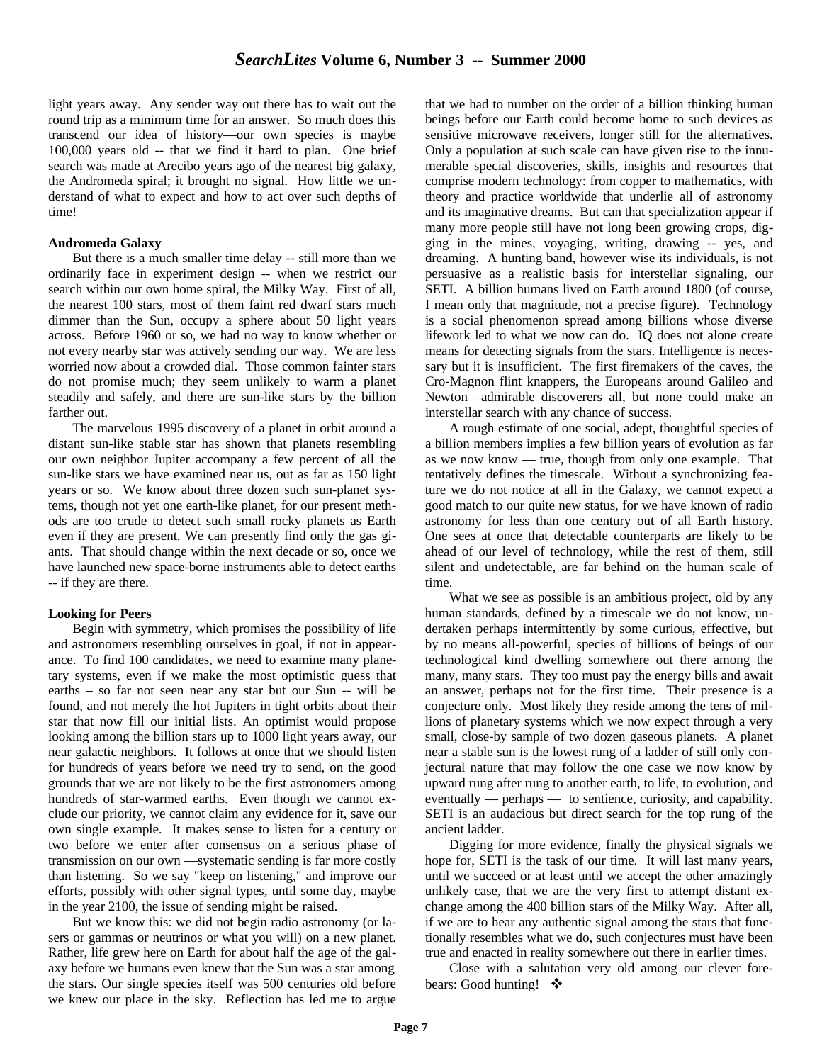light years away. Any sender way out there has to wait out the round trip as a minimum time for an answer. So much does this transcend our idea of history—our own species is maybe 100,000 years old -- that we find it hard to plan. One brief search was made at Arecibo years ago of the nearest big galaxy, the Andromeda spiral; it brought no signal. How little we understand of what to expect and how to act over such depths of time!

**Andromeda Galaxy**

But there is a much smaller time delay -- still more than we ordinarily face in experiment design -- when we restrict our search within our own home spiral, the Milky Way. First of all, the nearest 100 stars, most of them faint red dwarf stars much dimmer than the Sun, occupy a sphere about 50 light years across. Before 1960 or so, we had no way to know whether or not every nearby star was actively sending our way. We are less worried now about a crowded dial. Those common fainter stars do not promise much; they seem unlikely to warm a planet steadily and safely, and there are sun-like stars by the billion farther out.

The marvelous 1995 discovery of a planet in orbit around a distant sun-like stable star has shown that planets resembling our own neighbor Jupiter accompany a few percent of all the sun-like stars we have examined near us, out as far as 150 light years or so. We know about three dozen such sun-planet systems, though not yet one earth-like planet, for our present methods are too crude to detect such small rocky planets as Earth even if they are present. We can presently find only the gas giants. That should change within the next decade or so, once we have launched new space-borne instruments able to detect earths -- if they are there.

**Looking for Peers**

Begin with symmetry, which promises the possibility of life and astronomers resembling ourselves in goal, if not in appearance. To find 100 candidates, we need to examine many planetary systems, even if we make the most optimistic guess that earths – so far not seen near any star but our Sun -- will be found, and not merely the hot Jupiters in tight orbits about their star that now fill our initial lists. An optimist would propose looking among the billion stars up to 1000 light years away, our near galactic neighbors. It follows at once that we should listen for hundreds of years before we need try to send, on the good grounds that we are not likely to be the first astronomers among hundreds of star-warmed earths. Even though we cannot exclude our priority, we cannot claim any evidence for it, save our own single example. It makes sense to listen for a century or two before we enter after consensus on a serious phase of transmission on our own —systematic sending is far more costly than listening. So we say "keep on listening," and improve our efforts, possibly with other signal types, until some day, maybe in the year 2100, the issue of sending might be raised.

But we know this: we did not begin radio astronomy (or lasers or gammas or neutrinos or what you will) on a new planet. Rather, life grew here on Earth for about half the age of the galaxy before we humans even knew that the Sun was a star among the stars. Our single species itself was 500 centuries old before we knew our place in the sky. Reflection has led me to argue that we had to number on the order of a billion thinking human beings before our Earth could become home to such devices as sensitive microwave receivers, longer still for the alternatives. Only a population at such scale can have given rise to the innumerable special discoveries, skills, insights and resources that comprise modern technology: from copper to mathematics, with theory and practice worldwide that underlie all of astronomy and its imaginative dreams. But can that specialization appear if many more people still have not long been growing crops, digging in the mines, voyaging, writing, drawing -- yes, and dreaming. A hunting band, however wise its individuals, is not persuasive as a realistic basis for interstellar signaling, our SETI. A billion humans lived on Earth around 1800 (of course, I mean only that magnitude, not a precise figure). Technology is a social phenomenon spread among billions whose diverse lifework led to what we now can do. IQ does not alone create means for detecting signals from the stars. Intelligence is necessary but it is insufficient. The first firemakers of the caves, the Cro-Magnon flint knappers, the Europeans around Galileo and Newton—admirable discoverers all, but none could make an interstellar search with any chance of success.

A rough estimate of one social, adept, thoughtful species of a billion members implies a few billion years of evolution as far as we now know — true, though from only one example. That tentatively defines the timescale. Without a synchronizing feature we do not notice at all in the Galaxy, we cannot expect a good match to our quite new status, for we have known of radio astronomy for less than one century out of all Earth history. One sees at once that detectable counterparts are likely to be ahead of our level of technology, while the rest of them, still silent and undetectable, are far behind on the human scale of time.

What we see as possible is an ambitious project, old by any human standards, defined by a timescale we do not know, undertaken perhaps intermittently by some curious, effective, but by no means all-powerful, species of billions of beings of our technological kind dwelling somewhere out there among the many, many stars. They too must pay the energy bills and await an answer, perhaps not for the first time. Their presence is a conjecture only. Most likely they reside among the tens of millions of planetary systems which we now expect through a very small, close-by sample of two dozen gaseous planets. A planet near a stable sun is the lowest rung of a ladder of still only conjectural nature that may follow the one case we now know by upward rung after rung to another earth, to life, to evolution, and eventually — perhaps — to sentience, curiosity, and capability. SETI is an audacious but direct search for the top rung of the ancient ladder.

Digging for more evidence, finally the physical signals we hope for, SETI is the task of our time. It will last many years, until we succeed or at least until we accept the other amazingly unlikely case, that we are the very first to attempt distant exchange among the 400 billion stars of the Milky Way. After all, if we are to hear any authentic signal among the stars that functionally resembles what we do, such conjectures must have been true and enacted in reality somewhere out there in earlier times.

Close with a salutation very old among our clever forebears: Good hunting! ❖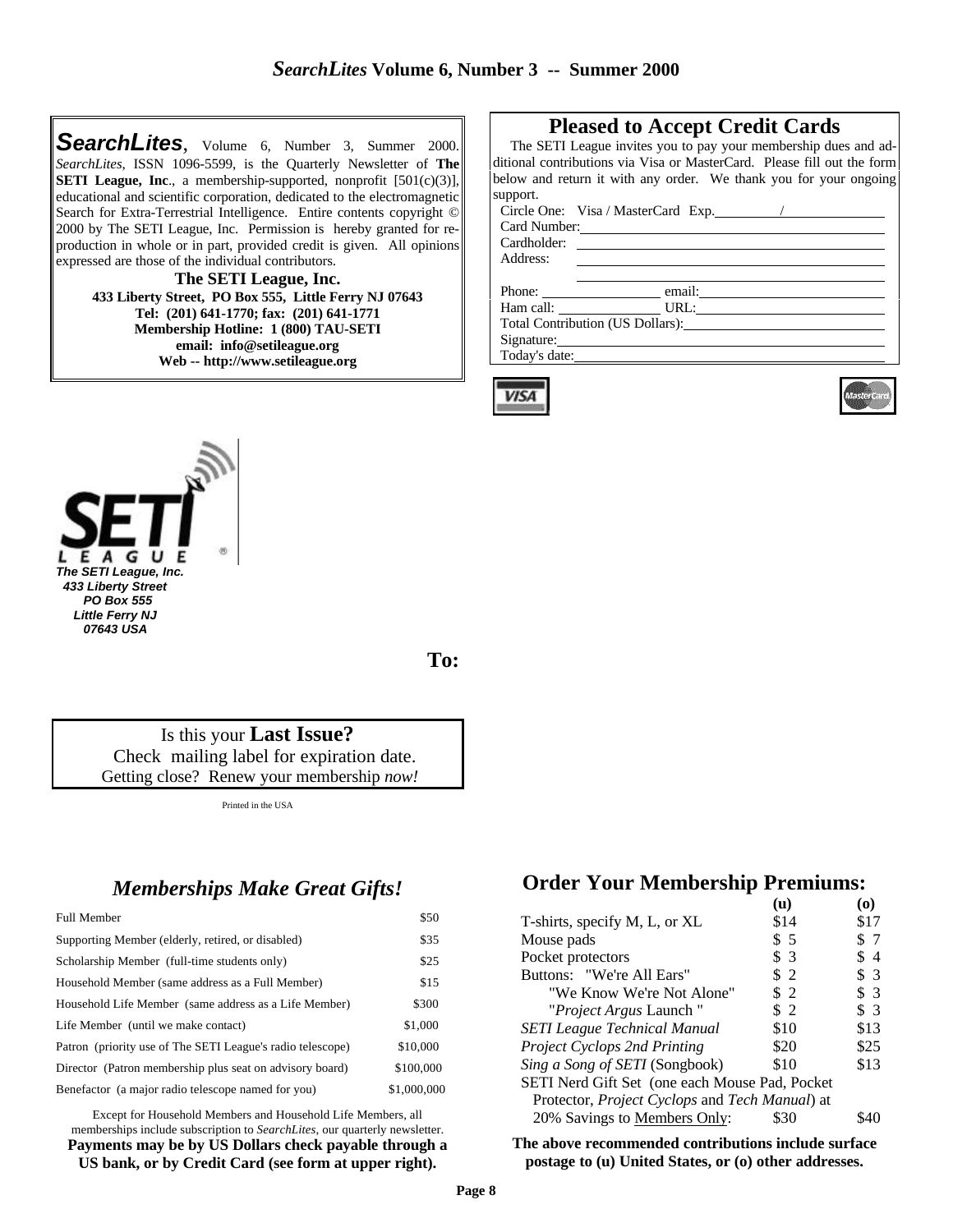**SearchLites**, Volume 6, Number 3, Summer 2000. *SearchLites*, ISSN 1096-5599, is the Quarterly Newsletter of **The SETI League, Inc**., a membership-supported, nonprofit [501(c)(3)], educational and scientific corporation, dedicated to the electromagnetic Search for Extra-Terrestrial Intelligence. Entire contents copyright © 2000 by The SETI League, Inc. Permission is hereby granted for reproduction in whole or in part, provided credit is given. All opinions expressed are those of the individual contributors.

**The SETI League, Inc.**
**433 Liberty Street, PO Box 555, Little Ferry NJ 07643**
**Tel: (201) 641-1770; fax: (201) 641-1771**
**Membership Hotline: 1 (800) TAU-SETI**
**email: info@setileague.org**
**Web -- http://www.setileague.org**

## Pleased to Accept Credit Cards

The SETI League invites you to pay your membership dues and additional contributions via Visa or MasterCard. Please fill out the form below and return it with any order. We thank you for your ongoing support.

Circle One: Visa / MasterCard Exp. ________ / ________
Card Number: ____________________
Cardholder: ____________________
Address: ____________________
____________________
Phone: ____________ email: ____________
Ham call: ____________ URL: ____________
Total Contribution (US Dollars): ____________
Signature: ____________________
Today's date: ____________________

***The SETI League, Inc.***
***433 Liberty Street***
***PO Box 555***
***Little Ferry NJ***
***07643 USA***

**To:**

Is this your **Last Issue?**
Check mailing label for expiration date.
Getting close? Renew your membership *now!*

Printed in the USA

## *Memberships Make Great Gifts!*

| | |
|---|---|
| Full Member | $50 |
| Supporting Member (elderly, retired, or disabled) | $35 |
| Scholarship Member (full-time students only) | $25 |
| Household Member (same address as a Full Member) | $15 |
| Household Life Member (same address as a Life Member) | $300 |
| Life Member (until we make contact) | $1,000 |
| Patron (priority use of The SETI League's radio telescope) | $10,000 |
| Director (Patron membership plus seat on advisory board) | $100,000 |
| Benefactor (a major radio telescope named for you) | $1,000,000 |

Except for Household Members and Household Life Members, all memberships include subscription to *SearchLites*, our quarterly newsletter.

**Payments may be by US Dollars check payable through a US bank, or by Credit Card (see form at upper right).**

## Order Your Membership Premiums:

| | (u) | (o) |
|---|---|---|
| T-shirts, specify M, L, or XL | $14 | $17 |
| Mouse pads | $ 5 | $ 7 |
| Pocket protectors | $ 3 | $ 4 |
| Buttons: "We're All Ears" | $ 2 | $ 3 |
| "We Know We're Not Alone" | $ 2 | $ 3 |
| "*Project Argus* Launch " | $ 2 | $ 3 |
| *SETI League Technical Manual* | $10 | $13 |
| *Project Cyclops 2nd Printing* | $20 | $25 |
| *Sing a Song of SETI* (Songbook) | $10 | $13 |
| SETI Nerd Gift Set (one each Mouse Pad, Pocket Protector, *Project Cyclops* and *Tech Manual*) at 20% Savings to Members Only: | $30 | $40 |

**The above recommended contributions include surface postage to (u) United States, or (o) other addresses.**